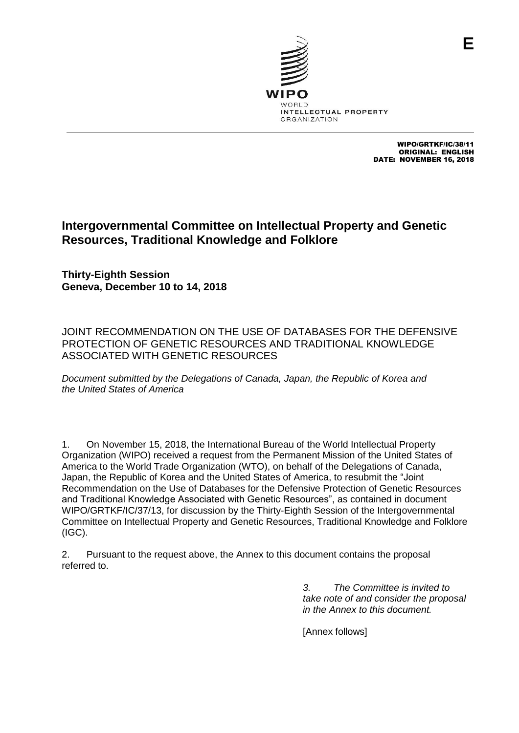E

WIPO
WORLD
INTELLECTUAL PROPERTY
ORGANIZATION

WIPO/GRTKF/IC/38/11
ORIGINAL: ENGLISH
DATE: NOVEMBER 16, 2018

# Intergovernmental Committee on Intellectual Property and Genetic Resources, Traditional Knowledge and Folklore

**Thirty-Eighth Session**
**Geneva, December 10 to 14, 2018**

## JOINT RECOMMENDATION ON THE USE OF DATABASES FOR THE DEFENSIVE PROTECTION OF GENETIC RESOURCES AND TRADITIONAL KNOWLEDGE ASSOCIATED WITH GENETIC RESOURCES

*Document submitted by the Delegations of Canada, Japan, the Republic of Korea and the United States of America*

1. On November 15, 2018, the International Bureau of the World Intellectual Property Organization (WIPO) received a request from the Permanent Mission of the United States of America to the World Trade Organization (WTO), on behalf of the Delegations of Canada, Japan, the Republic of Korea and the United States of America, to resubmit the "Joint Recommendation on the Use of Databases for the Defensive Protection of Genetic Resources and Traditional Knowledge Associated with Genetic Resources", as contained in document WIPO/GRTKF/IC/37/13, for discussion by the Thirty-Eighth Session of the Intergovernmental Committee on Intellectual Property and Genetic Resources, Traditional Knowledge and Folklore (IGC).

2. Pursuant to the request above, the Annex to this document contains the proposal referred to.

*3. The Committee is invited to take note of and consider the proposal in the Annex to this document.*

[Annex follows]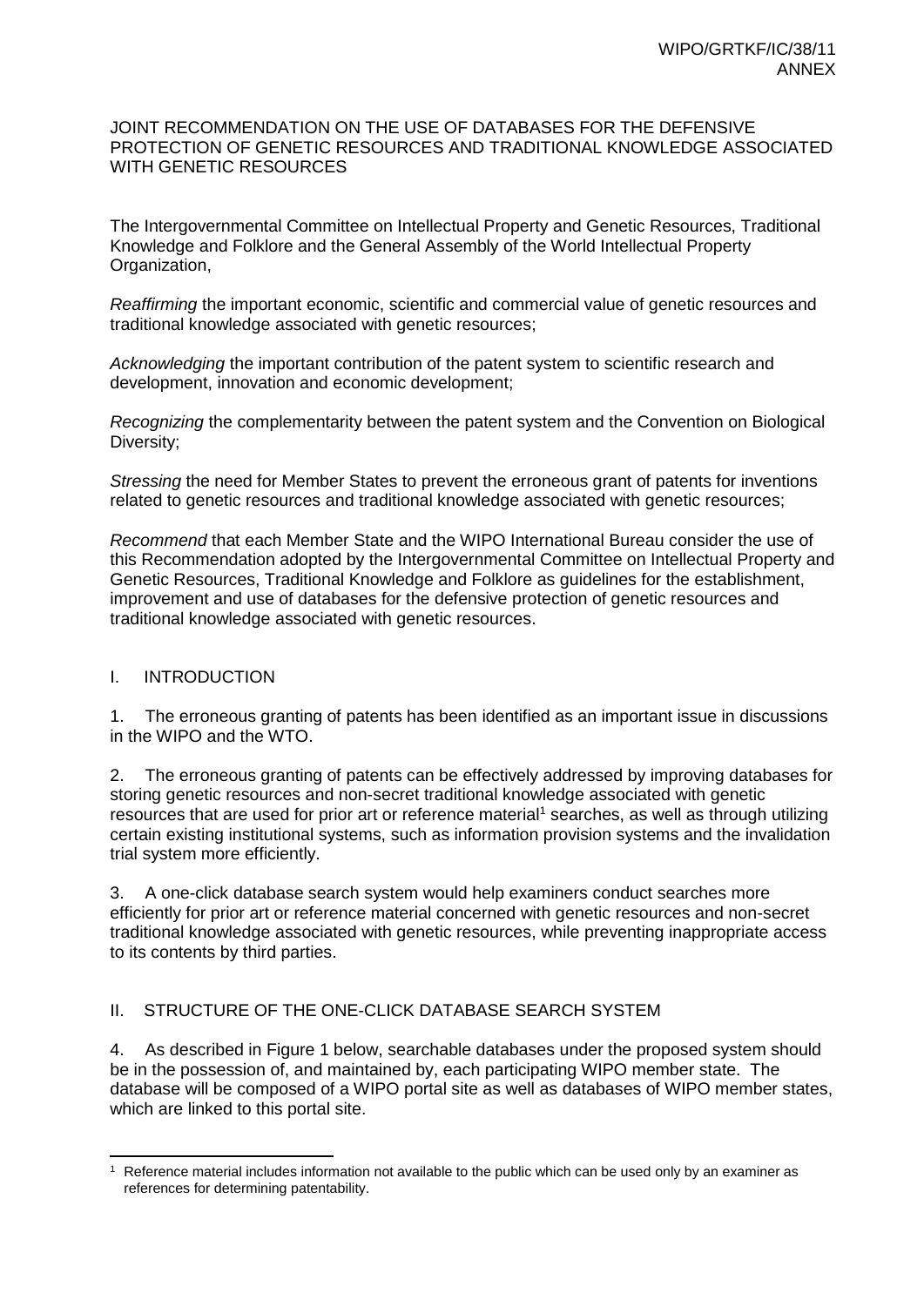JOINT RECOMMENDATION ON THE USE OF DATABASES FOR THE DEFENSIVE PROTECTION OF GENETIC RESOURCES AND TRADITIONAL KNOWLEDGE ASSOCIATED WITH GENETIC RESOURCES

The Intergovernmental Committee on Intellectual Property and Genetic Resources, Traditional Knowledge and Folklore and the General Assembly of the World Intellectual Property Organization,

*Reaffirming* the important economic, scientific and commercial value of genetic resources and traditional knowledge associated with genetic resources;

*Acknowledging* the important contribution of the patent system to scientific research and development, innovation and economic development;

*Recognizing* the complementarity between the patent system and the Convention on Biological Diversity;

*Stressing* the need for Member States to prevent the erroneous grant of patents for inventions related to genetic resources and traditional knowledge associated with genetic resources;

*Recommend* that each Member State and the WIPO International Bureau consider the use of this Recommendation adopted by the Intergovernmental Committee on Intellectual Property and Genetic Resources, Traditional Knowledge and Folklore as guidelines for the establishment, improvement and use of databases for the defensive protection of genetic resources and traditional knowledge associated with genetic resources.

## I. INTRODUCTION

1. The erroneous granting of patents has been identified as an important issue in discussions in the WIPO and the WTO.

2. The erroneous granting of patents can be effectively addressed by improving databases for storing genetic resources and non-secret traditional knowledge associated with genetic resources that are used for prior art or reference material[1] searches, as well as through utilizing certain existing institutional systems, such as information provision systems and the invalidation trial system more efficiently.

3. A one-click database search system would help examiners conduct searches more efficiently for prior art or reference material concerned with genetic resources and non-secret traditional knowledge associated with genetic resources, while preventing inappropriate access to its contents by third parties.

## II. STRUCTURE OF THE ONE-CLICK DATABASE SEARCH SYSTEM

4. As described in Figure 1 below, searchable databases under the proposed system should be in the possession of, and maintained by, each participating WIPO member state. The database will be composed of a WIPO portal site as well as databases of WIPO member states, which are linked to this portal site.

[1] Reference material includes information not available to the public which can be used only by an examiner as references for determining patentability.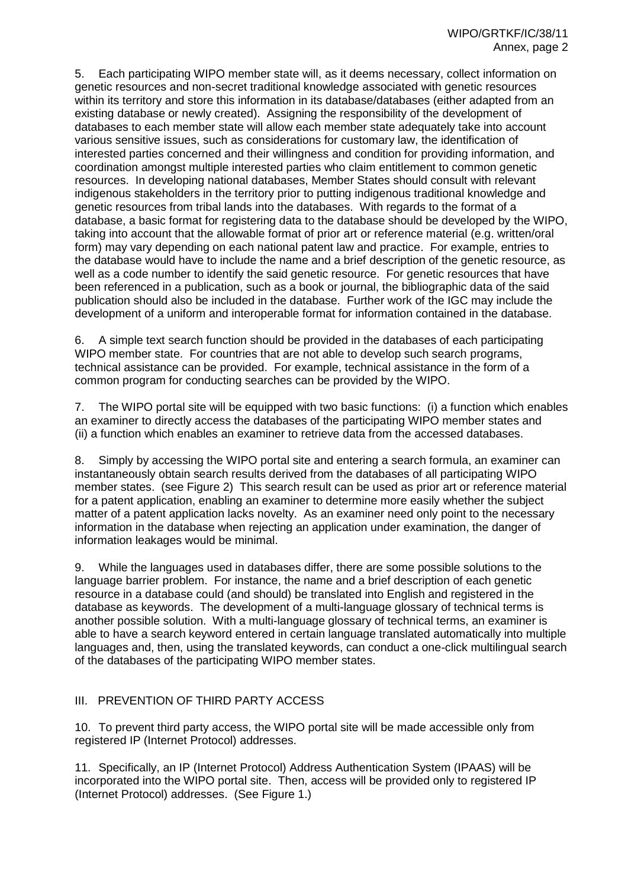5. Each participating WIPO member state will, as it deems necessary, collect information on genetic resources and non-secret traditional knowledge associated with genetic resources within its territory and store this information in its database/databases (either adapted from an existing database or newly created). Assigning the responsibility of the development of databases to each member state will allow each member state adequately take into account various sensitive issues, such as considerations for customary law, the identification of interested parties concerned and their willingness and condition for providing information, and coordination amongst multiple interested parties who claim entitlement to common genetic resources. In developing national databases, Member States should consult with relevant indigenous stakeholders in the territory prior to putting indigenous traditional knowledge and genetic resources from tribal lands into the databases. With regards to the format of a database, a basic format for registering data to the database should be developed by the WIPO, taking into account that the allowable format of prior art or reference material (e.g. written/oral form) may vary depending on each national patent law and practice. For example, entries to the database would have to include the name and a brief description of the genetic resource, as well as a code number to identify the said genetic resource. For genetic resources that have been referenced in a publication, such as a book or journal, the bibliographic data of the said publication should also be included in the database. Further work of the IGC may include the development of a uniform and interoperable format for information contained in the database.

6. A simple text search function should be provided in the databases of each participating WIPO member state. For countries that are not able to develop such search programs, technical assistance can be provided. For example, technical assistance in the form of a common program for conducting searches can be provided by the WIPO.

7. The WIPO portal site will be equipped with two basic functions: (i) a function which enables an examiner to directly access the databases of the participating WIPO member states and (ii) a function which enables an examiner to retrieve data from the accessed databases.

8. Simply by accessing the WIPO portal site and entering a search formula, an examiner can instantaneously obtain search results derived from the databases of all participating WIPO member states. (see Figure 2) This search result can be used as prior art or reference material for a patent application, enabling an examiner to determine more easily whether the subject matter of a patent application lacks novelty. As an examiner need only point to the necessary information in the database when rejecting an application under examination, the danger of information leakages would be minimal.

9. While the languages used in databases differ, there are some possible solutions to the language barrier problem. For instance, the name and a brief description of each genetic resource in a database could (and should) be translated into English and registered in the database as keywords. The development of a multi-language glossary of technical terms is another possible solution. With a multi-language glossary of technical terms, an examiner is able to have a search keyword entered in certain language translated automatically into multiple languages and, then, using the translated keywords, can conduct a one-click multilingual search of the databases of the participating WIPO member states.

## III. PREVENTION OF THIRD PARTY ACCESS

10. To prevent third party access, the WIPO portal site will be made accessible only from registered IP (Internet Protocol) addresses.

11. Specifically, an IP (Internet Protocol) Address Authentication System (IPAAS) will be incorporated into the WIPO portal site. Then, access will be provided only to registered IP (Internet Protocol) addresses. (See Figure 1.)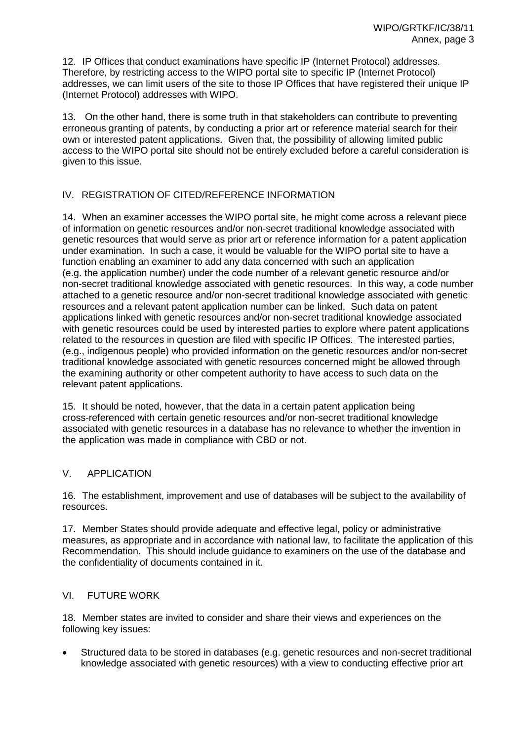12. IP Offices that conduct examinations have specific IP (Internet Protocol) addresses. Therefore, by restricting access to the WIPO portal site to specific IP (Internet Protocol) addresses, we can limit users of the site to those IP Offices that have registered their unique IP (Internet Protocol) addresses with WIPO.

13. On the other hand, there is some truth in that stakeholders can contribute to preventing erroneous granting of patents, by conducting a prior art or reference material search for their own or interested patent applications. Given that, the possibility of allowing limited public access to the WIPO portal site should not be entirely excluded before a careful consideration is given to this issue.

## IV. REGISTRATION OF CITED/REFERENCE INFORMATION

14. When an examiner accesses the WIPO portal site, he might come across a relevant piece of information on genetic resources and/or non-secret traditional knowledge associated with genetic resources that would serve as prior art or reference information for a patent application under examination. In such a case, it would be valuable for the WIPO portal site to have a function enabling an examiner to add any data concerned with such an application (e.g. the application number) under the code number of a relevant genetic resource and/or non-secret traditional knowledge associated with genetic resources. In this way, a code number attached to a genetic resource and/or non-secret traditional knowledge associated with genetic resources and a relevant patent application number can be linked. Such data on patent applications linked with genetic resources and/or non-secret traditional knowledge associated with genetic resources could be used by interested parties to explore where patent applications related to the resources in question are filed with specific IP Offices. The interested parties, (e.g., indigenous people) who provided information on the genetic resources and/or non-secret traditional knowledge associated with genetic resources concerned might be allowed through the examining authority or other competent authority to have access to such data on the relevant patent applications.

15. It should be noted, however, that the data in a certain patent application being cross-referenced with certain genetic resources and/or non-secret traditional knowledge associated with genetic resources in a database has no relevance to whether the invention in the application was made in compliance with CBD or not.

## V. APPLICATION

16. The establishment, improvement and use of databases will be subject to the availability of resources.

17. Member States should provide adequate and effective legal, policy or administrative measures, as appropriate and in accordance with national law, to facilitate the application of this Recommendation. This should include guidance to examiners on the use of the database and the confidentiality of documents contained in it.

## VI. FUTURE WORK

18. Member states are invited to consider and share their views and experiences on the following key issues:

- Structured data to be stored in databases (e.g. genetic resources and non-secret traditional knowledge associated with genetic resources) with a view to conducting effective prior art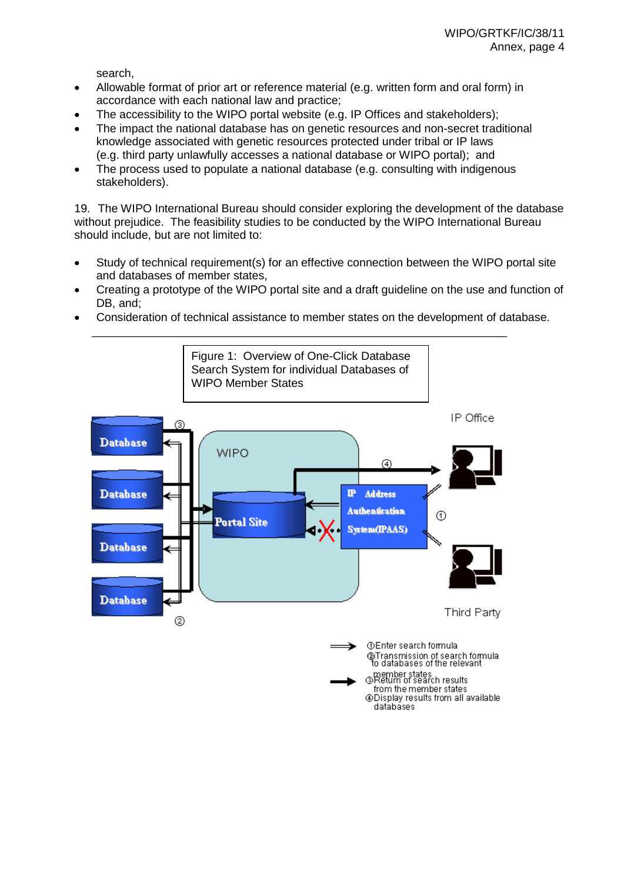search,

- Allowable format of prior art or reference material (e.g. written form and oral form) in accordance with each national law and practice;
- The accessibility to the WIPO portal website (e.g. IP Offices and stakeholders);
- The impact the national database has on genetic resources and non-secret traditional knowledge associated with genetic resources protected under tribal or IP laws (e.g. third party unlawfully accesses a national database or WIPO portal); and
- The process used to populate a national database (e.g. consulting with indigenous stakeholders).

19. The WIPO International Bureau should consider exploring the development of the database without prejudice. The feasibility studies to be conducted by the WIPO International Bureau should include, but are not limited to:

- Study of technical requirement(s) for an effective connection between the WIPO portal site and databases of member states,
- Creating a prototype of the WIPO portal site and a draft guideline on the use and function of DB, and;
- Consideration of technical assistance to member states on the development of database.

---

Figure 1: Overview of One-Click Database Search System for individual Databases of WIPO Member States

Database

Database

Database

Database

WIPO

Portal Site

IP Address Authentication System(IPAAS)

IP Office

Third Party

① ② ③ ④

①Enter search formula
②Transmission of search formula to databases of the relevant member states
③Return of search results from the member states
④Display results from all available databases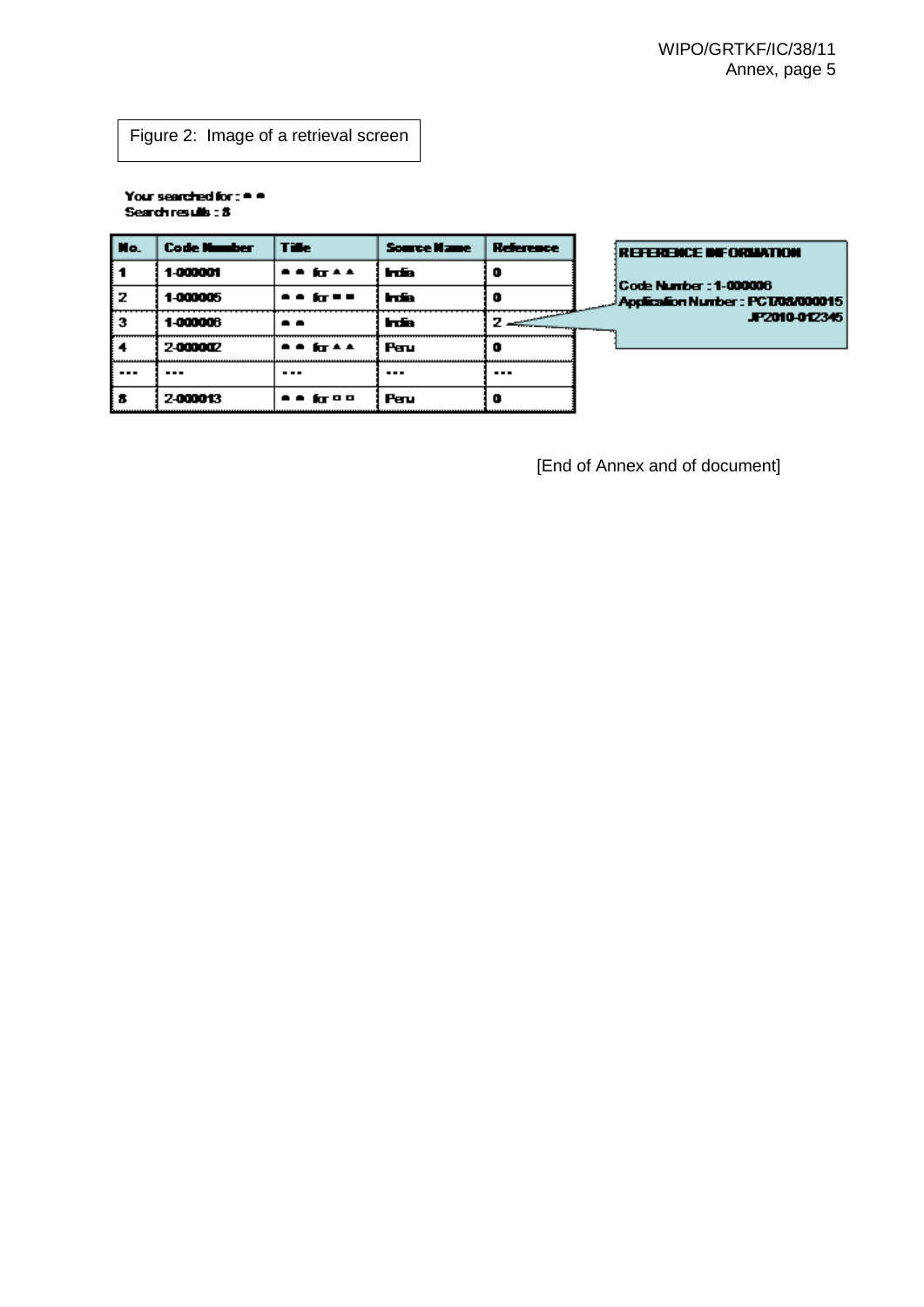Figure 2: Image of a retrieval screen

Your searched for : ● ●
Search results : 8

| No. | Code Number | Title | Source Name | Reference |
|---|---|---|---|---|
| 1 | 1-000001 | ● ● for ▲ ▲ | India | 0 |
| 2 | 1-000005 | ● ● for ■ ■ | India | 0 |
| 3 | 1-000006 | ● ● | India | 2 |
| 4 | 2-000002 | ● ● for ▲ ▲ | Peru | 0 |
| --- | --- | --- | --- | --- |
| 8 | 2-000013 | ● ● for □ □ | Peru | 0 |

REFERENCE INFORMATION

Code Number : 1-000006
Application Number : PCT/08/000015
JP2010-012345

[End of Annex and of document]